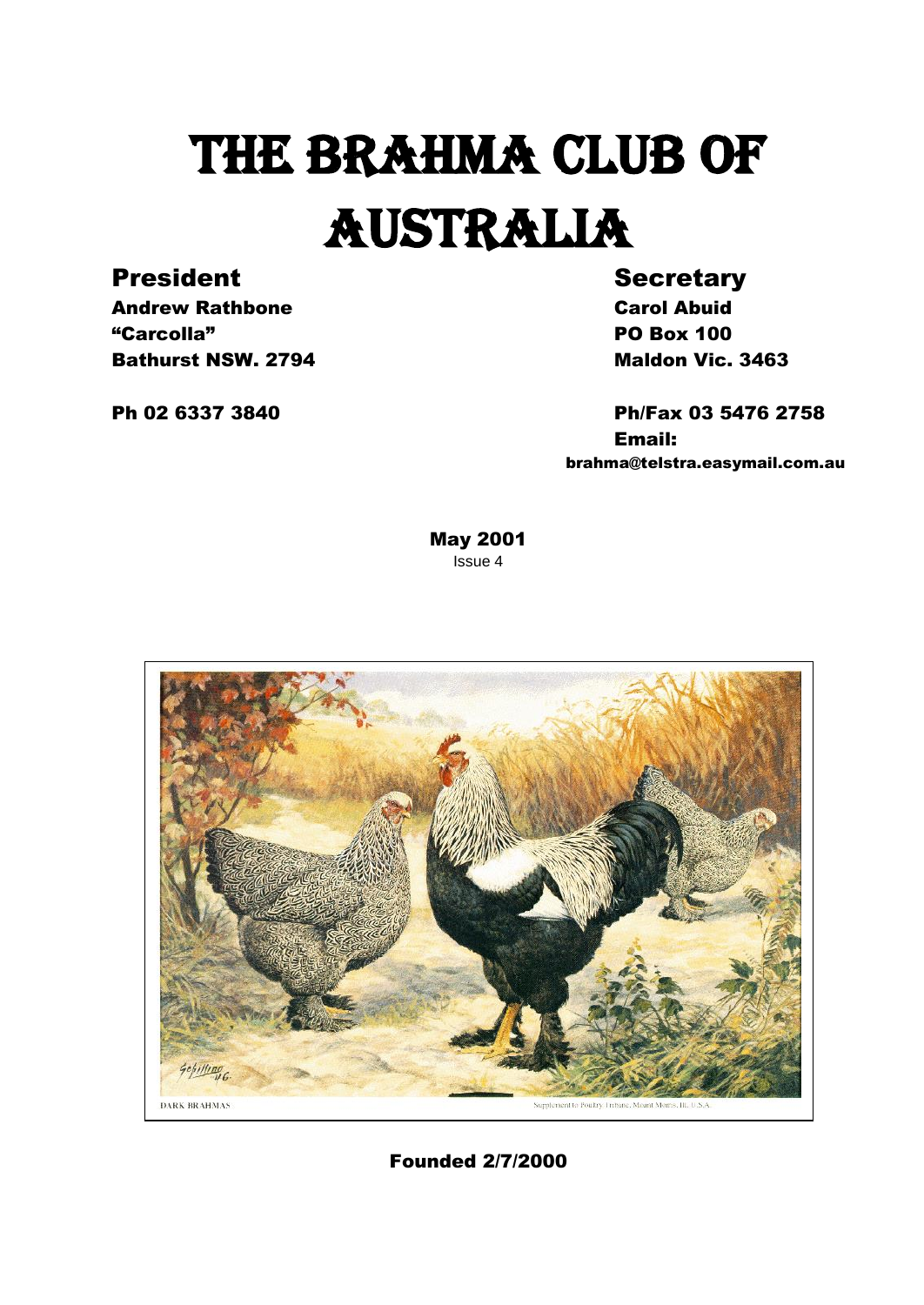# THE BRAHMA CLUB OF AUSTRALIA

**President**
**Andrew Rathbone**
**"Carcolla"**
**Bathurst NSW. 2794**

**Ph 02 6337 3840**

**Secretary**
**Carol Abuid**
**PO Box 100**
**Maldon Vic. 3463**

**Ph/Fax 03 5476 2758**
**Email:**
**brahma@telstra.easymail.com.au**

**May 2001**
Issue 4

DARK BRAHMAS

Supplement to Poultry Tribune, Mount Morris, Ill. U.S.A.

**Founded 2/7/2000**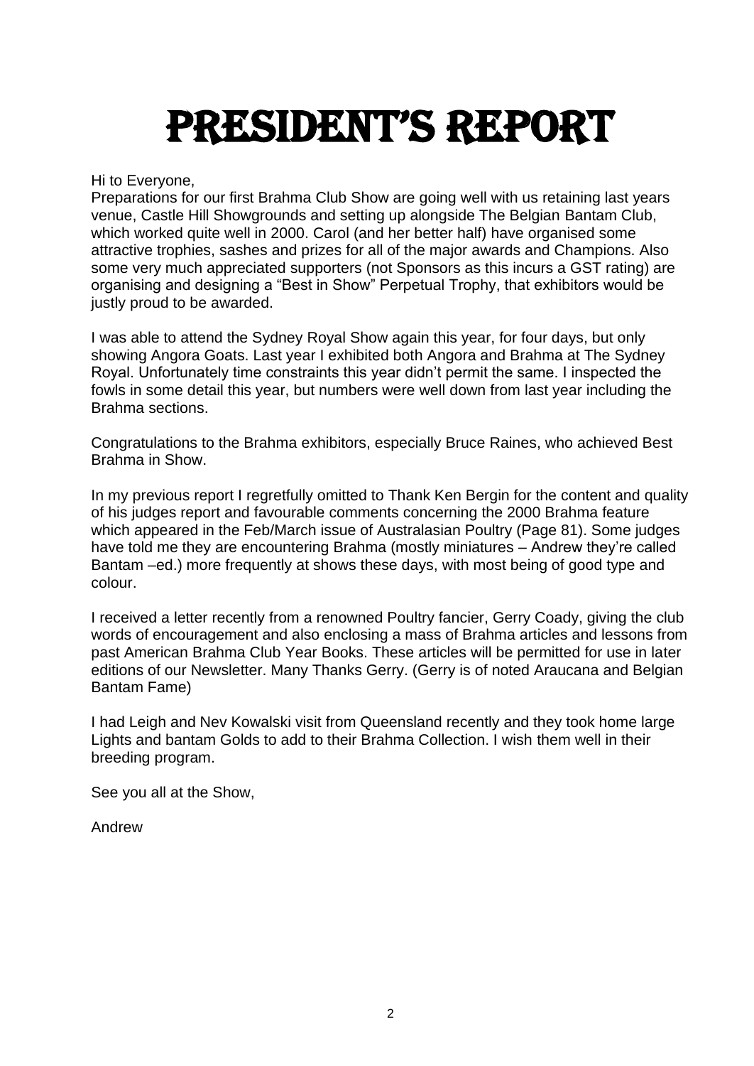# PRESIDENT'S REPORT

Hi to Everyone,
Preparations for our first Brahma Club Show are going well with us retaining last years venue, Castle Hill Showgrounds and setting up alongside The Belgian Bantam Club, which worked quite well in 2000. Carol (and her better half) have organised some attractive trophies, sashes and prizes for all of the major awards and Champions. Also some very much appreciated supporters (not Sponsors as this incurs a GST rating) are organising and designing a "Best in Show" Perpetual Trophy, that exhibitors would be justly proud to be awarded.

I was able to attend the Sydney Royal Show again this year, for four days, but only showing Angora Goats. Last year I exhibited both Angora and Brahma at The Sydney Royal. Unfortunately time constraints this year didn't permit the same. I inspected the fowls in some detail this year, but numbers were well down from last year including the Brahma sections.

Congratulations to the Brahma exhibitors, especially Bruce Raines, who achieved Best Brahma in Show.

In my previous report I regretfully omitted to Thank Ken Bergin for the content and quality of his judges report and favourable comments concerning the 2000 Brahma feature which appeared in the Feb/March issue of Australasian Poultry (Page 81). Some judges have told me they are encountering Brahma (mostly miniatures – Andrew they're called Bantam –ed.) more frequently at shows these days, with most being of good type and colour.

I received a letter recently from a renowned Poultry fancier, Gerry Coady, giving the club words of encouragement and also enclosing a mass of Brahma articles and lessons from past American Brahma Club Year Books. These articles will be permitted for use in later editions of our Newsletter. Many Thanks Gerry. (Gerry is of noted Araucana and Belgian Bantam Fame)

I had Leigh and Nev Kowalski visit from Queensland recently and they took home large Lights and bantam Golds to add to their Brahma Collection. I wish them well in their breeding program.

See you all at the Show,

Andrew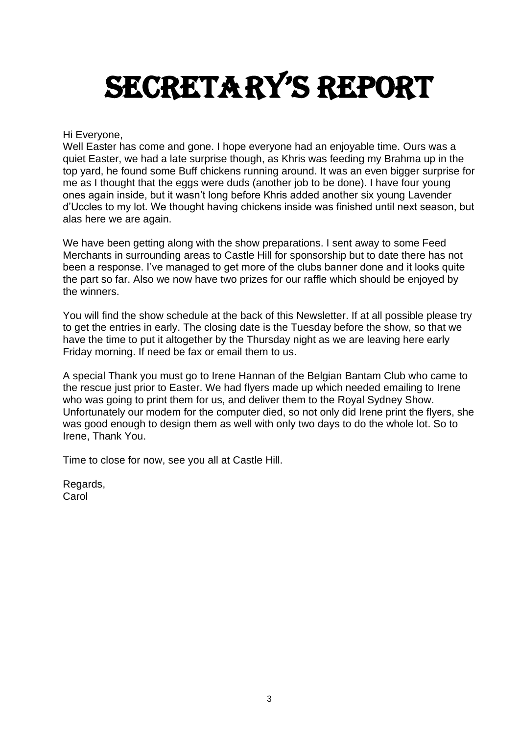# SECRETARY'S REPORT

Hi Everyone,
Well Easter has come and gone. I hope everyone had an enjoyable time. Ours was a quiet Easter, we had a late surprise though, as Khris was feeding my Brahma up in the top yard, he found some Buff chickens running around. It was an even bigger surprise for me as I thought that the eggs were duds (another job to be done). I have four young ones again inside, but it wasn't long before Khris added another six young Lavender d'Uccles to my lot. We thought having chickens inside was finished until next season, but alas here we are again.

We have been getting along with the show preparations. I sent away to some Feed Merchants in surrounding areas to Castle Hill for sponsorship but to date there has not been a response. I've managed to get more of the clubs banner done and it looks quite the part so far. Also we now have two prizes for our raffle which should be enjoyed by the winners.

You will find the show schedule at the back of this Newsletter. If at all possible please try to get the entries in early. The closing date is the Tuesday before the show, so that we have the time to put it altogether by the Thursday night as we are leaving here early Friday morning. If need be fax or email them to us.

A special Thank you must go to Irene Hannan of the Belgian Bantam Club who came to the rescue just prior to Easter. We had flyers made up which needed emailing to Irene who was going to print them for us, and deliver them to the Royal Sydney Show. Unfortunately our modem for the computer died, so not only did Irene print the flyers, she was good enough to design them as well with only two days to do the whole lot. So to Irene, Thank You.

Time to close for now, see you all at Castle Hill.

Regards,
Carol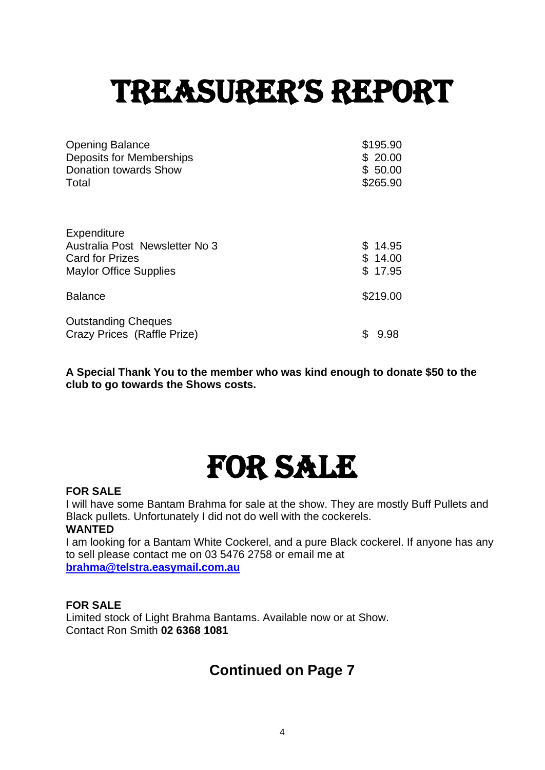# TREASURER'S REPORT

| | |
|---|---|
| Opening Balance | $195.90 |
| Deposits for Memberships | $ 20.00 |
| Donation towards Show | $ 50.00 |
| Total | $265.90 |

| | |
|---|---|
| Expenditure | |
| Australia Post Newsletter No 3 | $ 14.95 |
| Card for Prizes | $ 14.00 |
| Maylor Office Supplies | $ 17.95 |
| Balance | $219.00 |
| Outstanding Cheques | |
| Crazy Prices (Raffle Prize) | $ 9.98 |

**A Special Thank You to the member who was kind enough to donate $50 to the club to go towards the Shows costs.**

# FOR SALE

**FOR SALE**

I will have some Bantam Brahma for sale at the show. They are mostly Buff Pullets and Black pullets. Unfortunately I did not do well with the cockerels.

**WANTED**

I am looking for a Bantam White Cockerel, and a pure Black cockerel. If anyone has any to sell please contact me on 03 5476 2758 or email me at **brahma@telstra.easymail.com.au**

**FOR SALE**

Limited stock of Light Brahma Bantams. Available now or at Show.
Contact Ron Smith **02 6368 1081**

## Continued on Page 7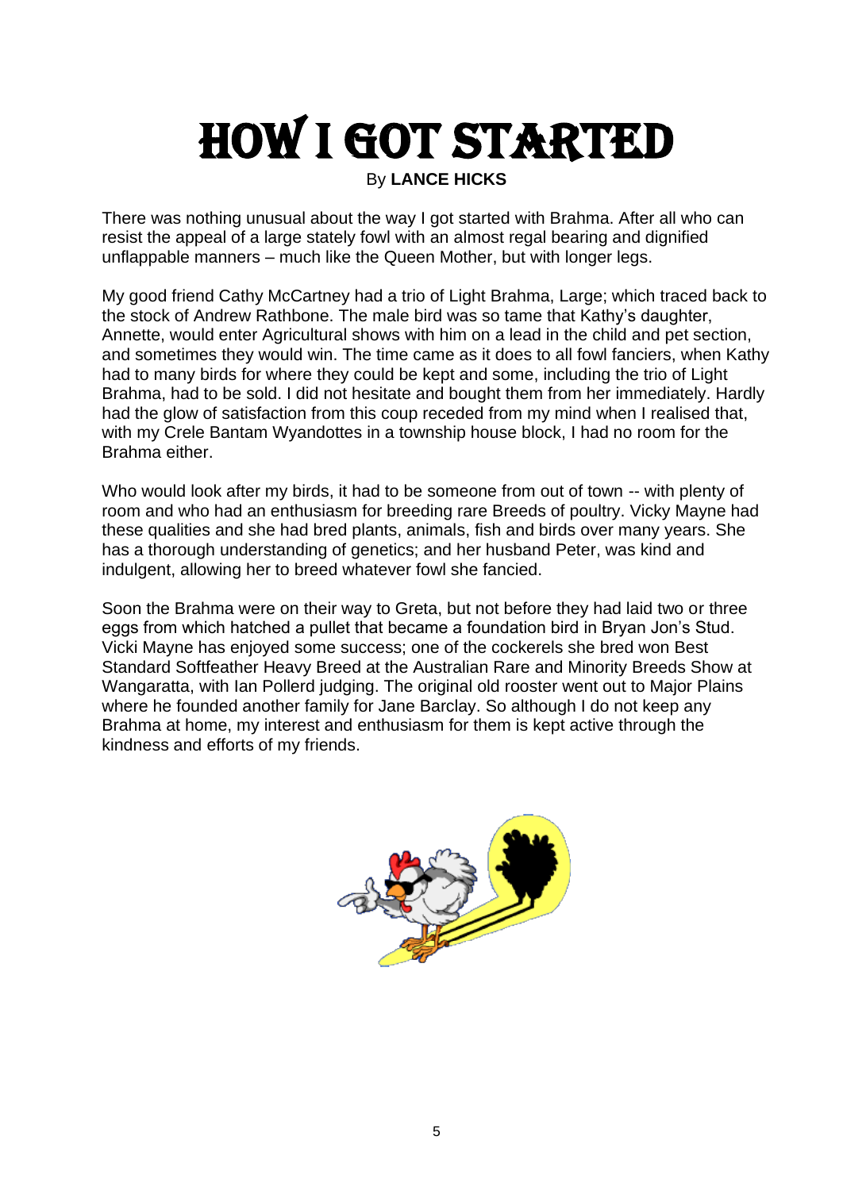# HOW I GOT STARTED

By **LANCE HICKS**

There was nothing unusual about the way I got started with Brahma. After all who can resist the appeal of a large stately fowl with an almost regal bearing and dignified unflappable manners – much like the Queen Mother, but with longer legs.

My good friend Cathy McCartney had a trio of Light Brahma, Large; which traced back to the stock of Andrew Rathbone. The male bird was so tame that Kathy's daughter, Annette, would enter Agricultural shows with him on a lead in the child and pet section, and sometimes they would win. The time came as it does to all fowl fanciers, when Kathy had to many birds for where they could be kept and some, including the trio of Light Brahma, had to be sold. I did not hesitate and bought them from her immediately. Hardly had the glow of satisfaction from this coup receded from my mind when I realised that, with my Crele Bantam Wyandottes in a township house block, I had no room for the Brahma either.

Who would look after my birds, it had to be someone from out of town -- with plenty of room and who had an enthusiasm for breeding rare Breeds of poultry. Vicky Mayne had these qualities and she had bred plants, animals, fish and birds over many years. She has a thorough understanding of genetics; and her husband Peter, was kind and indulgent, allowing her to breed whatever fowl she fancied.

Soon the Brahma were on their way to Greta, but not before they had laid two or three eggs from which hatched a pullet that became a foundation bird in Bryan Jon's Stud. Vicki Mayne has enjoyed some success; one of the cockerels she bred won Best Standard Softfeather Heavy Breed at the Australian Rare and Minority Breeds Show at Wangaratta, with Ian Pollerd judging. The original old rooster went out to Major Plains where he founded another family for Jane Barclay. So although I do not keep any Brahma at home, my interest and enthusiasm for them is kept active through the kindness and efforts of my friends.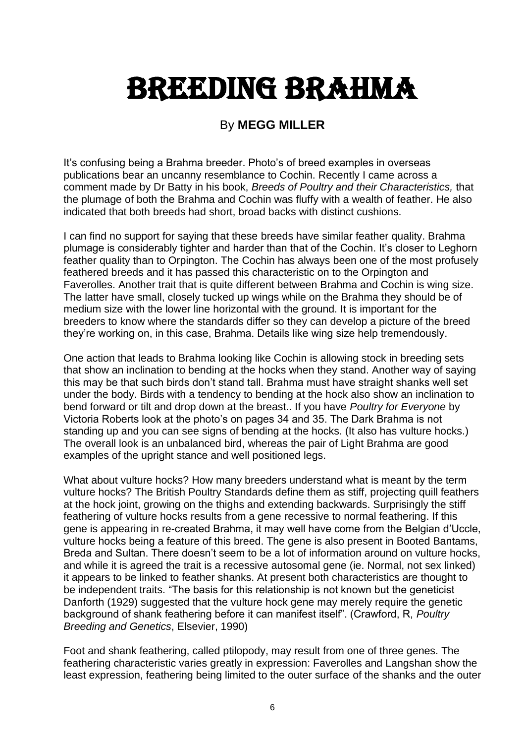# BREEDING BRAHMA

By **MEGG MILLER**

It's confusing being a Brahma breeder. Photo's of breed examples in overseas publications bear an uncanny resemblance to Cochin. Recently I came across a comment made by Dr Batty in his book, *Breeds of Poultry and their Characteristics,* that the plumage of both the Brahma and Cochin was fluffy with a wealth of feather. He also indicated that both breeds had short, broad backs with distinct cushions.

I can find no support for saying that these breeds have similar feather quality. Brahma plumage is considerably tighter and harder than that of the Cochin. It's closer to Leghorn feather quality than to Orpington. The Cochin has always been one of the most profusely feathered breeds and it has passed this characteristic on to the Orpington and Faverolles. Another trait that is quite different between Brahma and Cochin is wing size. The latter have small, closely tucked up wings while on the Brahma they should be of medium size with the lower line horizontal with the ground. It is important for the breeders to know where the standards differ so they can develop a picture of the breed they're working on, in this case, Brahma. Details like wing size help tremendously.

One action that leads to Brahma looking like Cochin is allowing stock in breeding sets that show an inclination to bending at the hocks when they stand. Another way of saying this may be that such birds don't stand tall. Brahma must have straight shanks well set under the body. Birds with a tendency to bending at the hock also show an inclination to bend forward or tilt and drop down at the breast.. If you have *Poultry for Everyone* by Victoria Roberts look at the photo's on pages 34 and 35. The Dark Brahma is not standing up and you can see signs of bending at the hocks. (It also has vulture hocks.) The overall look is an unbalanced bird, whereas the pair of Light Brahma are good examples of the upright stance and well positioned legs.

What about vulture hocks? How many breeders understand what is meant by the term vulture hocks? The British Poultry Standards define them as stiff, projecting quill feathers at the hock joint, growing on the thighs and extending backwards. Surprisingly the stiff feathering of vulture hocks results from a gene recessive to normal feathering. If this gene is appearing in re-created Brahma, it may well have come from the Belgian d'Uccle, vulture hocks being a feature of this breed. The gene is also present in Booted Bantams, Breda and Sultan. There doesn't seem to be a lot of information around on vulture hocks, and while it is agreed the trait is a recessive autosomal gene (ie. Normal, not sex linked) it appears to be linked to feather shanks. At present both characteristics are thought to be independent traits. "The basis for this relationship is not known but the geneticist Danforth (1929) suggested that the vulture hock gene may merely require the genetic background of shank feathering before it can manifest itself". (Crawford, R, *Poultry Breeding and Genetics*, Elsevier, 1990)

Foot and shank feathering, called ptilopody, may result from one of three genes. The feathering characteristic varies greatly in expression: Faverolles and Langshan show the least expression, feathering being limited to the outer surface of the shanks and the outer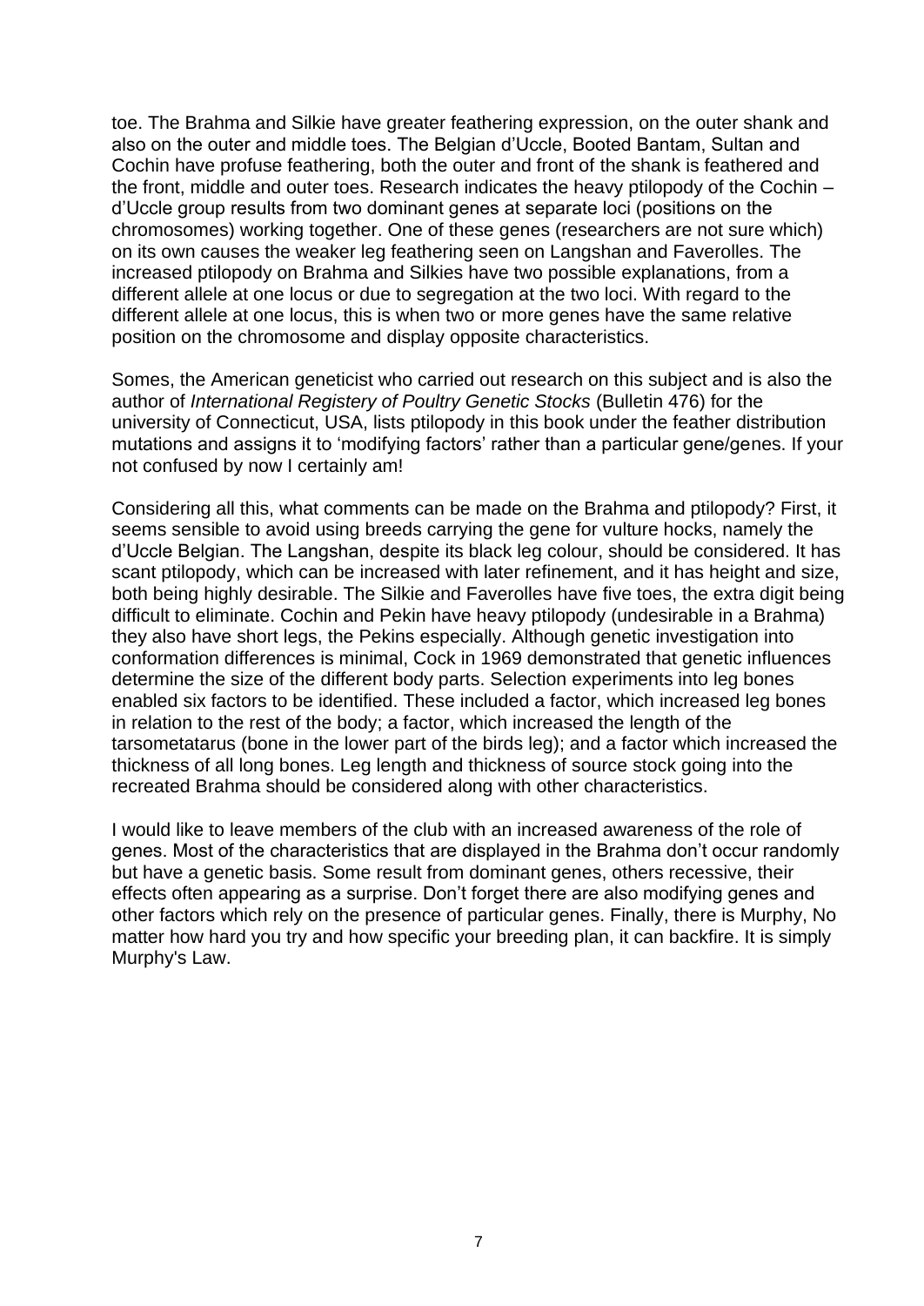toe. The Brahma and Silkie have greater feathering expression, on the outer shank and also on the outer and middle toes. The Belgian d'Uccle, Booted Bantam, Sultan and Cochin have profuse feathering, both the outer and front of the shank is feathered and the front, middle and outer toes. Research indicates the heavy ptilopody of the Cochin – d'Uccle group results from two dominant genes at separate loci (positions on the chromosomes) working together. One of these genes (researchers are not sure which) on its own causes the weaker leg feathering seen on Langshan and Faverolles. The increased ptilopody on Brahma and Silkies have two possible explanations, from a different allele at one locus or due to segregation at the two loci. With regard to the different allele at one locus, this is when two or more genes have the same relative position on the chromosome and display opposite characteristics.

Somes, the American geneticist who carried out research on this subject and is also the author of *International Registery of Poultry Genetic Stocks* (Bulletin 476) for the university of Connecticut, USA, lists ptilopody in this book under the feather distribution mutations and assigns it to 'modifying factors' rather than a particular gene/genes. If your not confused by now I certainly am!

Considering all this, what comments can be made on the Brahma and ptilopody? First, it seems sensible to avoid using breeds carrying the gene for vulture hocks, namely the d'Uccle Belgian. The Langshan, despite its black leg colour, should be considered. It has scant ptilopody, which can be increased with later refinement, and it has height and size, both being highly desirable. The Silkie and Faverolles have five toes, the extra digit being difficult to eliminate. Cochin and Pekin have heavy ptilopody (undesirable in a Brahma) they also have short legs, the Pekins especially. Although genetic investigation into conformation differences is minimal, Cock in 1969 demonstrated that genetic influences determine the size of the different body parts. Selection experiments into leg bones enabled six factors to be identified. These included a factor, which increased leg bones in relation to the rest of the body; a factor, which increased the length of the tarsometatarus (bone in the lower part of the birds leg); and a factor which increased the thickness of all long bones. Leg length and thickness of source stock going into the recreated Brahma should be considered along with other characteristics.

I would like to leave members of the club with an increased awareness of the role of genes. Most of the characteristics that are displayed in the Brahma don't occur randomly but have a genetic basis. Some result from dominant genes, others recessive, their effects often appearing as a surprise. Don't forget there are also modifying genes and other factors which rely on the presence of particular genes. Finally, there is Murphy, No matter how hard you try and how specific your breeding plan, it can backfire. It is simply Murphy's Law.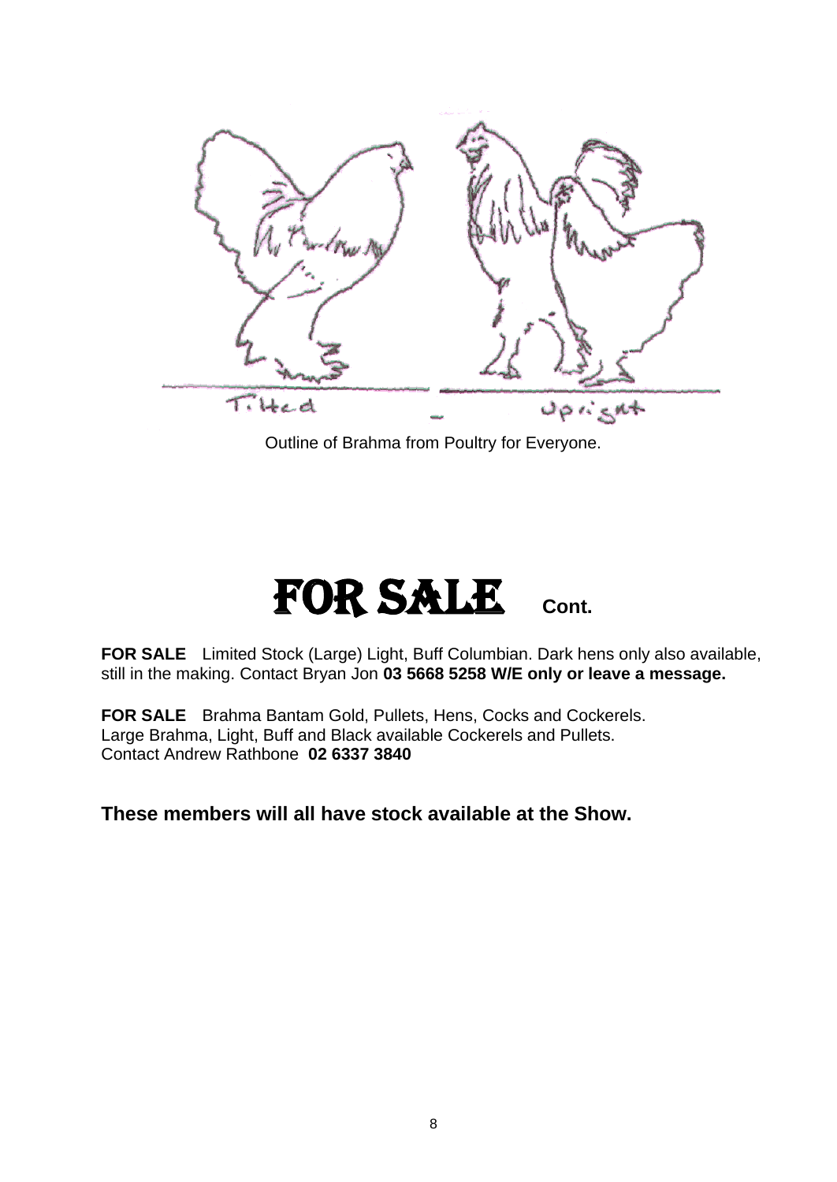Outline of Brahma from Poultry for Everyone.

# FOR SALE Cont.

**FOR SALE** Limited Stock (Large) Light, Buff Columbian. Dark hens only also available, still in the making. Contact Bryan Jon **03 5668 5258 W/E only or leave a message.**

**FOR SALE** Brahma Bantam Gold, Pullets, Hens, Cocks and Cockerels.
Large Brahma, Light, Buff and Black available Cockerels and Pullets.
Contact Andrew Rathbone **02 6337 3840**

**These members will all have stock available at the Show.**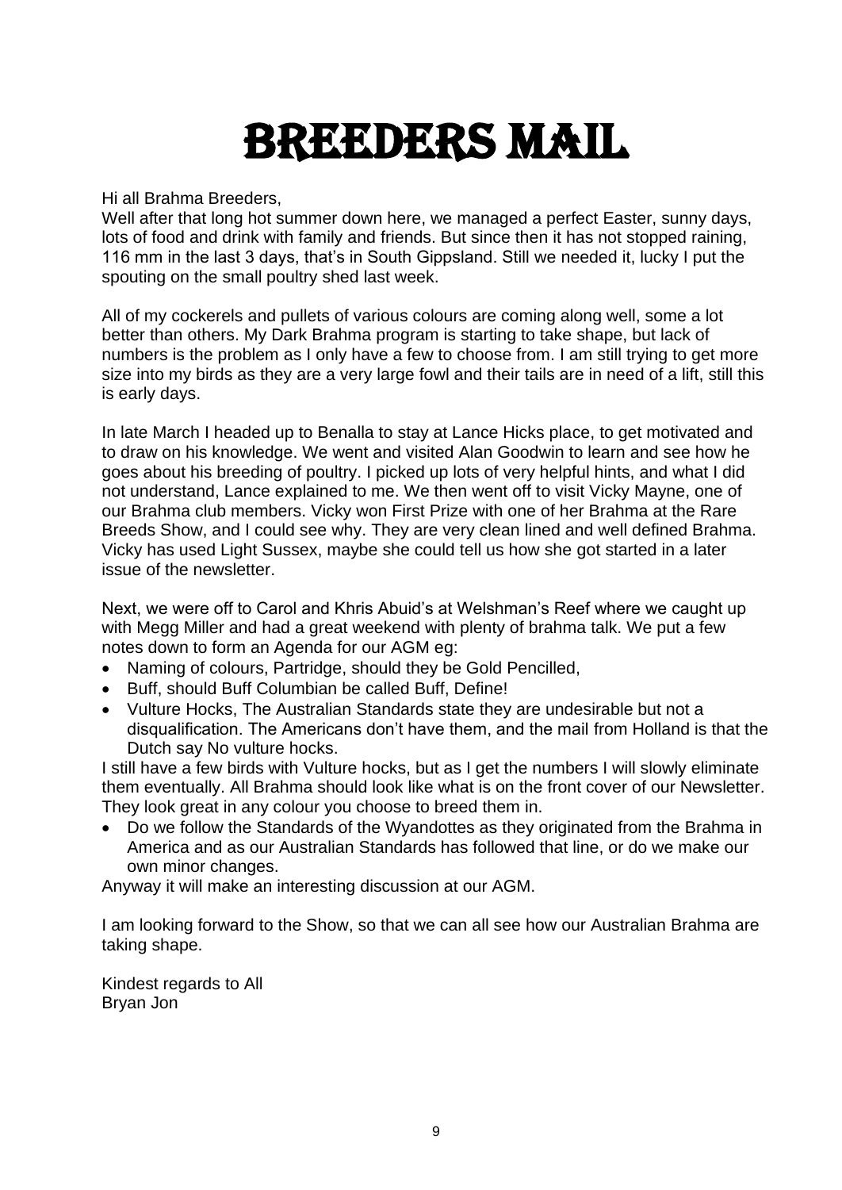# BREEDERS MAIL

Hi all Brahma Breeders,
Well after that long hot summer down here, we managed a perfect Easter, sunny days, lots of food and drink with family and friends. But since then it has not stopped raining, 116 mm in the last 3 days, that's in South Gippsland. Still we needed it, lucky I put the spouting on the small poultry shed last week.

All of my cockerels and pullets of various colours are coming along well, some a lot better than others. My Dark Brahma program is starting to take shape, but lack of numbers is the problem as I only have a few to choose from. I am still trying to get more size into my birds as they are a very large fowl and their tails are in need of a lift, still this is early days.

In late March I headed up to Benalla to stay at Lance Hicks place, to get motivated and to draw on his knowledge. We went and visited Alan Goodwin to learn and see how he goes about his breeding of poultry. I picked up lots of very helpful hints, and what I did not understand, Lance explained to me. We then went off to visit Vicky Mayne, one of our Brahma club members. Vicky won First Prize with one of her Brahma at the Rare Breeds Show, and I could see why. They are very clean lined and well defined Brahma. Vicky has used Light Sussex, maybe she could tell us how she got started in a later issue of the newsletter.

Next, we were off to Carol and Khris Abuid's at Welshman's Reef where we caught up with Megg Miller and had a great weekend with plenty of brahma talk. We put a few notes down to form an Agenda for our AGM eg:

- Naming of colours, Partridge, should they be Gold Pencilled,
- Buff, should Buff Columbian be called Buff, Define!
- Vulture Hocks, The Australian Standards state they are undesirable but not a disqualification. The Americans don't have them, and the mail from Holland is that the Dutch say No vulture hocks.

I still have a few birds with Vulture hocks, but as I get the numbers I will slowly eliminate them eventually. All Brahma should look like what is on the front cover of our Newsletter. They look great in any colour you choose to breed them in.

- Do we follow the Standards of the Wyandottes as they originated from the Brahma in America and as our Australian Standards has followed that line, or do we make our own minor changes.

Anyway it will make an interesting discussion at our AGM.

I am looking forward to the Show, so that we can all see how our Australian Brahma are taking shape.

Kindest regards to All
Bryan Jon